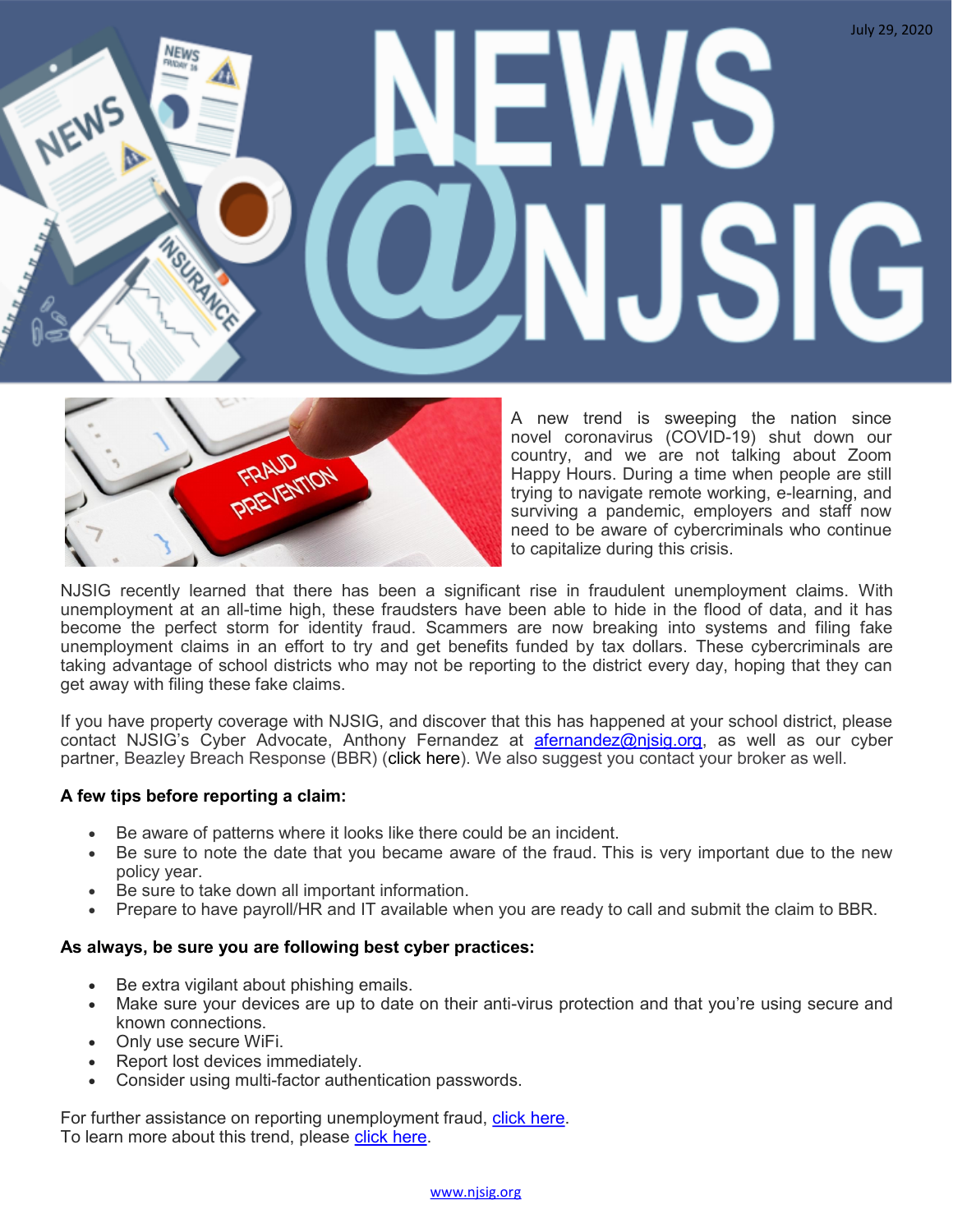July 29, 2020

# NEWS @NJSIG

A new trend is sweeping the nation since novel coronavirus (COVID-19) shut down our country, and we are not talking about Zoom Happy Hours. During a time when people are still trying to navigate remote working, e-learning, and surviving a pandemic, employers and staff now need to be aware of cybercriminals who continue to capitalize during this crisis.

NJSIG recently learned that there has been a significant rise in fraudulent unemployment claims. With unemployment at an all-time high, these fraudsters have been able to hide in the flood of data, and it has become the perfect storm for identity fraud. Scammers are now breaking into systems and filing fake unemployment claims in an effort to try and get benefits funded by tax dollars. These cybercriminals are taking advantage of school districts who may not be reporting to the district every day, hoping that they can get away with filing these fake claims.

If you have property coverage with NJSIG, and discover that this has happened at your school district, please contact NJSIG's Cyber Advocate, Anthony Fernandez at [afernandez@njsig.org](mailto:afernandez@njsig.org), as well as our cyber partner, Beazley Breach Response (BBR) (click here). We also suggest you contact your broker as well.

**A few tips before reporting a claim:**

- Be aware of patterns where it looks like there could be an incident.
- Be sure to note the date that you became aware of the fraud. This is very important due to the new policy year.
- Be sure to take down all important information.
- Prepare to have payroll/HR and IT available when you are ready to call and submit the claim to BBR.

**As always, be sure you are following best cyber practices:**

- Be extra vigilant about phishing emails.
- Make sure your devices are up to date on their anti-virus protection and that you're using secure and known connections.
- Only use secure WiFi.
- Report lost devices immediately.
- Consider using multi-factor authentication passwords.

For further assistance on reporting unemployment fraud, click here.
To learn more about this trend, please click here.

www.njsig.org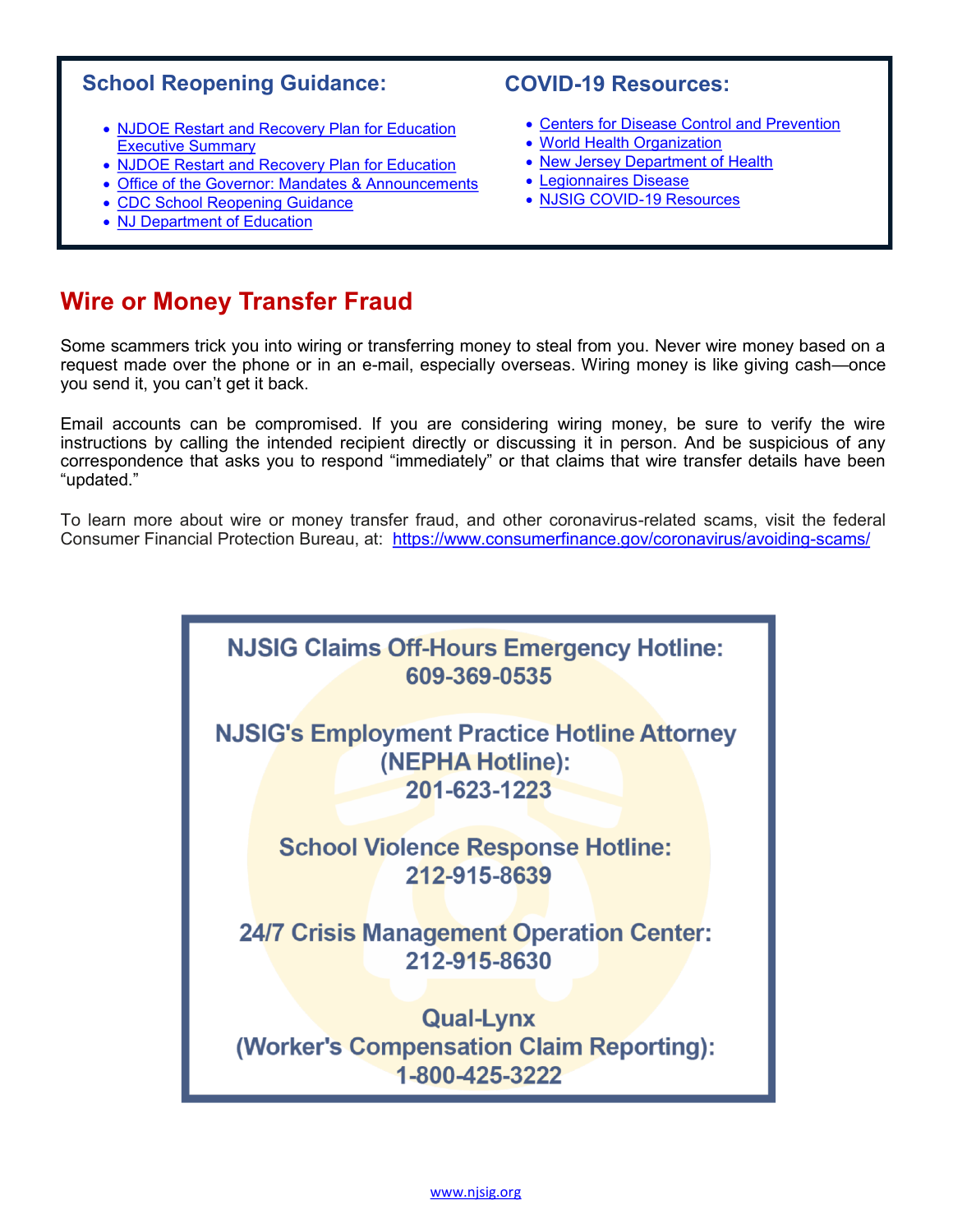## School Reopening Guidance:

- NJDOE Restart and Recovery Plan for Education Executive Summary
- NJDOE Restart and Recovery Plan for Education
- Office of the Governor: Mandates & Announcements
- CDC School Reopening Guidance
- NJ Department of Education

## COVID-19 Resources:

- Centers for Disease Control and Prevention
- World Health Organization
- New Jersey Department of Health
- Legionnaires Disease
- NJSIG COVID-19 Resources

## Wire or Money Transfer Fraud

Some scammers trick you into wiring or transferring money to steal from you. Never wire money based on a request made over the phone or in an e-mail, especially overseas. Wiring money is like giving cash—once you send it, you can't get it back.

Email accounts can be compromised. If you are considering wiring money, be sure to verify the wire instructions by calling the intended recipient directly or discussing it in person. And be suspicious of any correspondence that asks you to respond "immediately" or that claims that wire transfer details have been "updated."

To learn more about wire or money transfer fraud, and other coronavirus-related scams, visit the federal Consumer Financial Protection Bureau, at: https://www.consumerfinance.gov/coronavirus/avoiding-scams/

**NJSIG Claims Off-Hours Emergency Hotline:**
**609-369-0535**

**NJSIG's Employment Practice Hotline Attorney (NEPHA Hotline):**
**201-623-1223**

**School Violence Response Hotline:**
**212-915-8639**

**24/7 Crisis Management Operation Center:**
**212-915-8630**

**Qual-Lynx (Worker's Compensation Claim Reporting):**
**1-800-425-3222**

www.njsig.org